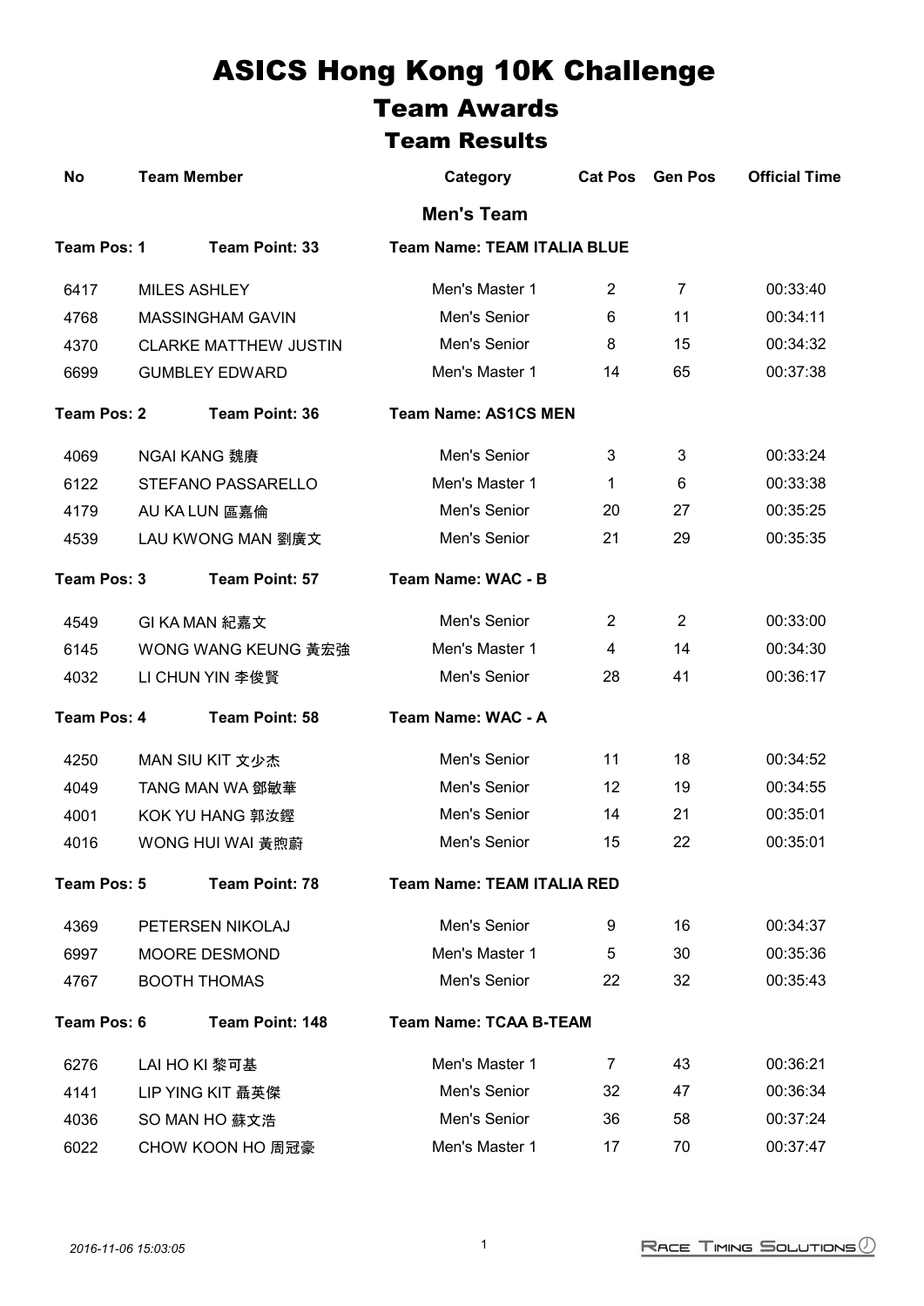# ASICS Hong Kong 10K Challenge

## Team Awards

### Team Results

| No | Team Member | Category | Cat Pos | Gen Pos | Official Time |
|---|---|---|---|---|---|
| | | **Men's Team** | | | |
| **Team Pos: 1** | **Team Point: 33** | **Team Name: TEAM ITALIA BLUE** | | | |
| 6417 | MILES ASHLEY | Men's Master 1 | 2 | 7 | 00:33:40 |
| 4768 | MASSINGHAM GAVIN | Men's Senior | 6 | 11 | 00:34:11 |
| 4370 | CLARKE MATTHEW JUSTIN | Men's Senior | 8 | 15 | 00:34:32 |
| 6699 | GUMBLEY EDWARD | Men's Master 1 | 14 | 65 | 00:37:38 |
| **Team Pos: 2** | **Team Point: 36** | **Team Name: AS1CS MEN** | | | |
| 4069 | NGAI KANG 魏賡 | Men's Senior | 3 | 3 | 00:33:24 |
| 6122 | STEFANO PASSARELLO | Men's Master 1 | 1 | 6 | 00:33:38 |
| 4179 | AU KA LUN 區嘉倫 | Men's Senior | 20 | 27 | 00:35:25 |
| 4539 | LAU KWONG MAN 劉廣文 | Men's Senior | 21 | 29 | 00:35:35 |
| **Team Pos: 3** | **Team Point: 57** | **Team Name: WAC - B** | | | |
| 4549 | GI KA MAN 紀嘉文 | Men's Senior | 2 | 2 | 00:33:00 |
| 6145 | WONG WANG KEUNG 黃宏強 | Men's Master 1 | 4 | 14 | 00:34:30 |
| 4032 | LI CHUN YIN 李俊賢 | Men's Senior | 28 | 41 | 00:36:17 |
| **Team Pos: 4** | **Team Point: 58** | **Team Name: WAC - A** | | | |
| 4250 | MAN SIU KIT 文少杰 | Men's Senior | 11 | 18 | 00:34:52 |
| 4049 | TANG MAN WA 鄧敏華 | Men's Senior | 12 | 19 | 00:34:55 |
| 4001 | KOK YU HANG 郭汝鏗 | Men's Senior | 14 | 21 | 00:35:01 |
| 4016 | WONG HUI WAI 黃煦蔚 | Men's Senior | 15 | 22 | 00:35:01 |
| **Team Pos: 5** | **Team Point: 78** | **Team Name: TEAM ITALIA RED** | | | |
| 4369 | PETERSEN NIKOLAJ | Men's Senior | 9 | 16 | 00:34:37 |
| 6997 | MOORE DESMOND | Men's Master 1 | 5 | 30 | 00:35:36 |
| 4767 | BOOTH THOMAS | Men's Senior | 22 | 32 | 00:35:43 |
| **Team Pos: 6** | **Team Point: 148** | **Team Name: TCAA B-TEAM** | | | |
| 6276 | LAI HO KI 黎可基 | Men's Master 1 | 7 | 43 | 00:36:21 |
| 4141 | LIP YING KIT 聶英傑 | Men's Senior | 32 | 47 | 00:36:34 |
| 4036 | SO MAN HO 蘇文浩 | Men's Senior | 36 | 58 | 00:37:24 |
| 6022 | CHOW KOON HO 周冠豪 | Men's Master 1 | 17 | 70 | 00:37:47 |

*2016-11-06 15:03:05*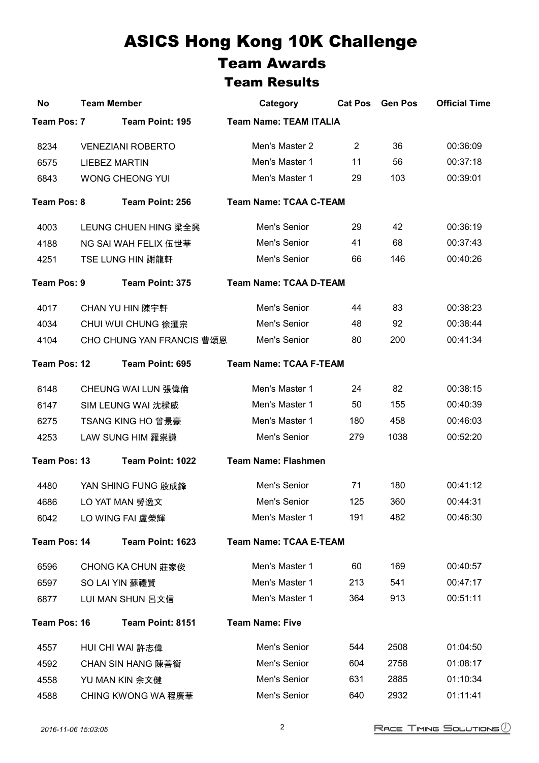# ASICS Hong Kong 10K Challenge

## Team Awards

### Team Results

| No | Team Member | Category | Cat Pos | Gen Pos | Official Time |
|---|---|---|---|---|---|
| **Team Pos: 7** | **Team Point: 195** | **Team Name: TEAM ITALIA** | | | |
| 8234 | VENEZIANI ROBERTO | Men's Master 2 | 2 | 36 | 00:36:09 |
| 6575 | LIEBEZ MARTIN | Men's Master 1 | 11 | 56 | 00:37:18 |
| 6843 | WONG CHEONG YUI | Men's Master 1 | 29 | 103 | 00:39:01 |
| **Team Pos: 8** | **Team Point: 256** | **Team Name: TCAA C-TEAM** | | | |
| 4003 | LEUNG CHUEN HING 梁全興 | Men's Senior | 29 | 42 | 00:36:19 |
| 4188 | NG SAI WAH FELIX 伍世華 | Men's Senior | 41 | 68 | 00:37:43 |
| 4251 | TSE LUNG HIN 謝龍軒 | Men's Senior | 66 | 146 | 00:40:26 |
| **Team Pos: 9** | **Team Point: 375** | **Team Name: TCAA D-TEAM** | | | |
| 4017 | CHAN YU HIN 陳宇軒 | Men's Senior | 44 | 83 | 00:38:23 |
| 4034 | CHUI WUI CHUNG 徐滙宗 | Men's Senior | 48 | 92 | 00:38:44 |
| 4104 | CHO CHUNG YAN FRANCIS 曹頌恩 | Men's Senior | 80 | 200 | 00:41:34 |
| **Team Pos: 12** | **Team Point: 695** | **Team Name: TCAA F-TEAM** | | | |
| 6148 | CHEUNG WAI LUN 張偉倫 | Men's Master 1 | 24 | 82 | 00:38:15 |
| 6147 | SIM LEUNG WAI 沈樑威 | Men's Master 1 | 50 | 155 | 00:40:39 |
| 6275 | TSANG KING HO 曾景豪 | Men's Master 1 | 180 | 458 | 00:46:03 |
| 4253 | LAW SUNG HIM 羅崇謙 | Men's Senior | 279 | 1038 | 00:52:20 |
| **Team Pos: 13** | **Team Point: 1022** | **Team Name: Flashmen** | | | |
| 4480 | YAN SHING FUNG 殷成鋒 | Men's Senior | 71 | 180 | 00:41:12 |
| 4686 | LO YAT MAN 勞逸文 | Men's Senior | 125 | 360 | 00:44:31 |
| 6042 | LO WING FAI 盧榮輝 | Men's Master 1 | 191 | 482 | 00:46:30 |
| **Team Pos: 14** | **Team Point: 1623** | **Team Name: TCAA E-TEAM** | | | |
| 6596 | CHONG KA CHUN 莊家俊 | Men's Master 1 | 60 | 169 | 00:40:57 |
| 6597 | SO LAI YIN 蘇禮賢 | Men's Master 1 | 213 | 541 | 00:47:17 |
| 6877 | LUI MAN SHUN 呂文信 | Men's Master 1 | 364 | 913 | 00:51:11 |
| **Team Pos: 16** | **Team Point: 8151** | **Team Name: Five** | | | |
| 4557 | HUI CHI WAI 許志偉 | Men's Senior | 544 | 2508 | 01:04:50 |
| 4592 | CHAN SIN HANG 陳善衡 | Men's Senior | 604 | 2758 | 01:08:17 |
| 4558 | YU MAN KIN 余文健 | Men's Senior | 631 | 2885 | 01:10:34 |
| 4588 | CHING KWONG WA 程廣華 | Men's Senior | 640 | 2932 | 01:11:41 |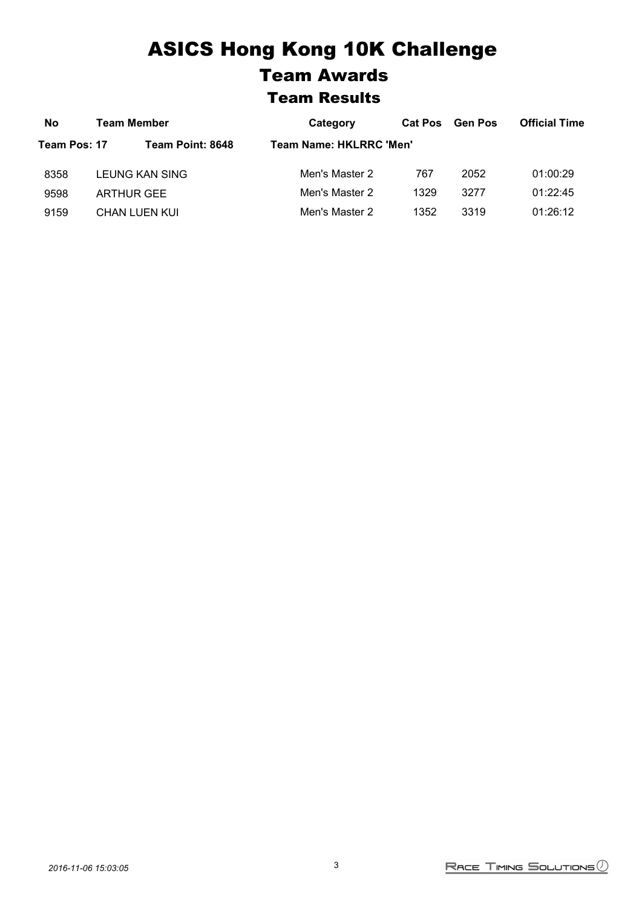# ASICS Hong Kong 10K Challenge

## Team Awards

### Team Results

| No | Team Member | Category | Cat Pos | Gen Pos | Official Time |
|---|---|---|---|---|---|
| **Team Pos: 17** | **Team Point: 8648** | **Team Name: HKLRRC 'Men'** | | | |
| 8358 | LEUNG KAN SING | Men's Master 2 | 767 | 2052 | 01:00:29 |
| 9598 | ARTHUR GEE | Men's Master 2 | 1329 | 3277 | 01:22:45 |
| 9159 | CHAN LUEN KUI | Men's Master 2 | 1352 | 3319 | 01:26:12 |

*2016-11-06 15:03:05*

RACE TIMING SOLUTIONS